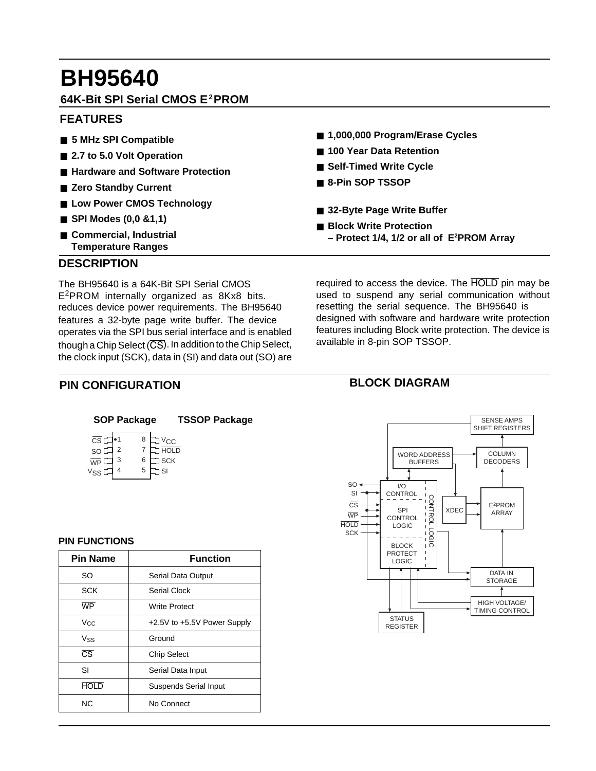# BH95640

**64K-Bit SPI Serial CMOS E²PROM**

## FEATURES

- **5 MHz SPI Compatible**
- **2.7 to 5.0 Volt Operation**
- **Hardware and Software Protection**
- **Zero Standby Current**
- **Low Power CMOS Technology**
- **SPI Modes (0,0 &1,1)**
- **Commercial, Industrial Temperature Ranges**
- **1,000,000 Program/Erase Cycles**
- **100 Year Data Retention**
- **Self-Timed Write Cycle**
- **8-Pin SOP TSSOP**
- **32-Byte Page Write Buffer**
- **Block Write Protection – Protect 1/4, 1/2 or all of E²PROM Array**

## DESCRIPTION

The BH95640 is a 64K-Bit SPI Serial CMOS E²PROM internally organized as 8Kx8 bits. reduces device power requirements. The BH95640 features a 32-byte page write buffer. The device operates via the SPI bus serial interface and is enabled though a Chip Select (CS). In addition to the Chip Select, the clock input (SCK), data in (SI) and data out (SO) are required to access the device. The HOLD pin may be used to suspend any serial communication without resetting the serial sequence. The BH95640 is designed with software and hardware write protection features including Block write protection. The device is available in 8-pin SOP TSSOP.

## PIN CONFIGURATION

**SOP Package** **TSSOP Package**

| Pin | Name | Pin | Name |
|---|---|---|---|
| 1 | CS | 8 | VCC |
| 2 | SO | 7 | HOLD |
| 3 | WP | 6 | SCK |
| 4 | VSS | 5 | SI |

## BLOCK DIAGRAM

SO, SI, CS, WP, HOLD, SCK — I/O CONTROL / SPI CONTROL LOGIC / BLOCK PROTECT LOGIC (CONTROL LOGIC); WORD ADDRESS BUFFERS; COLUMN DECODERS; SENSE AMPS SHIFT REGISTERS; XDEC; E²PROM ARRAY; DATA IN STORAGE; HIGH VOLTAGE/TIMING CONTROL; STATUS REGISTER

### PIN FUNCTIONS

| Pin Name | Function |
|---|---|
| SO | Serial Data Output |
| SCK | Serial Clock |
| WP | Write Protect |
| $V_{CC}$ | +2.5V to +5.5V Power Supply |
| $V_{SS}$ | Ground |
| CS | Chip Select |
| SI | Serial Data Input |
| HOLD | Suspends Serial Input |
| NC | No Connect |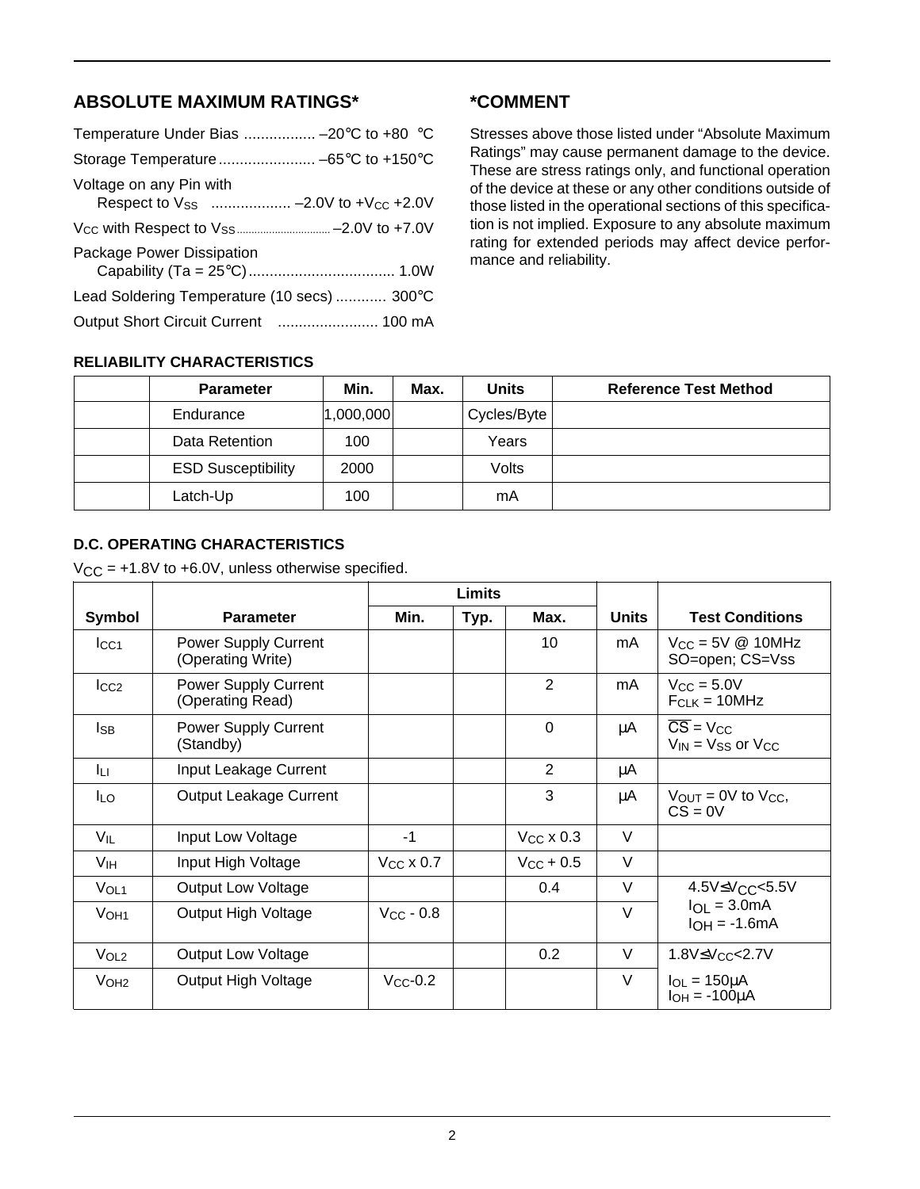## ABSOLUTE MAXIMUM RATINGS*

Temperature Under Bias ................. –20°C to +80 °C

Storage Temperature ....................... –65°C to +150°C

Voltage on any Pin with
Respect to $V_{SS}$ ................... –2.0V to $+V_{CC}$ +2.0V

$V_{CC}$ with Respect to $V_{SS}$ ................................ –2.0V to +7.0V

Package Power Dissipation
Capability (Ta = 25°C) ................................... 1.0W

Lead Soldering Temperature (10 secs) ............ 300°C

Output Short Circuit Current ........................ 100 mA

## *COMMENT

Stresses above those listed under "Absolute Maximum Ratings" may cause permanent damage to the device. These are stress ratings only, and functional operation of the device at these or any other conditions outside of those listed in the operational sections of this specification is not implied. Exposure to any absolute maximum rating for extended periods may affect device performance and reliability.

### RELIABILITY CHARACTERISTICS

| | Parameter | Min. | Max. | Units | Reference Test Method |
|---|---|---|---|---|---|
| | Endurance | 1,000,000 | | Cycles/Byte | |
| | Data Retention | 100 | | Years | |
| | ESD Susceptibility | 2000 | | Volts | |
| | Latch-Up | 100 | | mA | |

### D.C. OPERATING CHARACTERISTICS

$V_{CC}$ = +1.8V to +6.0V, unless otherwise specified.

| | | Limits | | | | |
|---|---|---|---|---|---|---|
| Symbol | Parameter | Min. | Typ. | Max. | Units | Test Conditions |
| $I_{CC1}$ | Power Supply Current (Operating Write) | | | 10 | mA | $V_{CC}$ = 5V @ 10MHz SO=open; CS=Vss |
| $I_{CC2}$ | Power Supply Current (Operating Read) | | | 2 | mA | $V_{CC}$ = 5.0V $F_{CLK}$ = 10MHz |
| $I_{SB}$ | Power Supply Current (Standby) | | | 0 | µA | $\overline{CS}$ = $V_{CC}$ $V_{IN}$ = $V_{SS}$ or $V_{CC}$ |
| $I_{LI}$ | Input Leakage Current | | | 2 | µA | |
| $I_{LO}$ | Output Leakage Current | | | 3 | µA | $V_{OUT}$ = 0V to $V_{CC}$, CS = 0V |
| $V_{IL}$ | Input Low Voltage | -1 | | $V_{CC}$ x 0.3 | V | |
| $V_{IH}$ | Input High Voltage | $V_{CC}$ x 0.7 | | $V_{CC}$ + 0.5 | V | |
| $V_{OL1}$ | Output Low Voltage | | | 0.4 | V | 4.5V≤$V_{CC}$<5.5V $I_{OL}$ = 3.0mA $I_{OH}$ = -1.6mA |
| $V_{OH1}$ | Output High Voltage | $V_{CC}$ - 0.8 | | | V | |
| $V_{OL2}$ | Output Low Voltage | | | 0.2 | V | 1.8V≤$V_{CC}$<2.7V |
| $V_{OH2}$ | Output High Voltage | $V_{CC}$-0.2 | | | V | $I_{OL}$ = 150µA $I_{OH}$ = -100µA |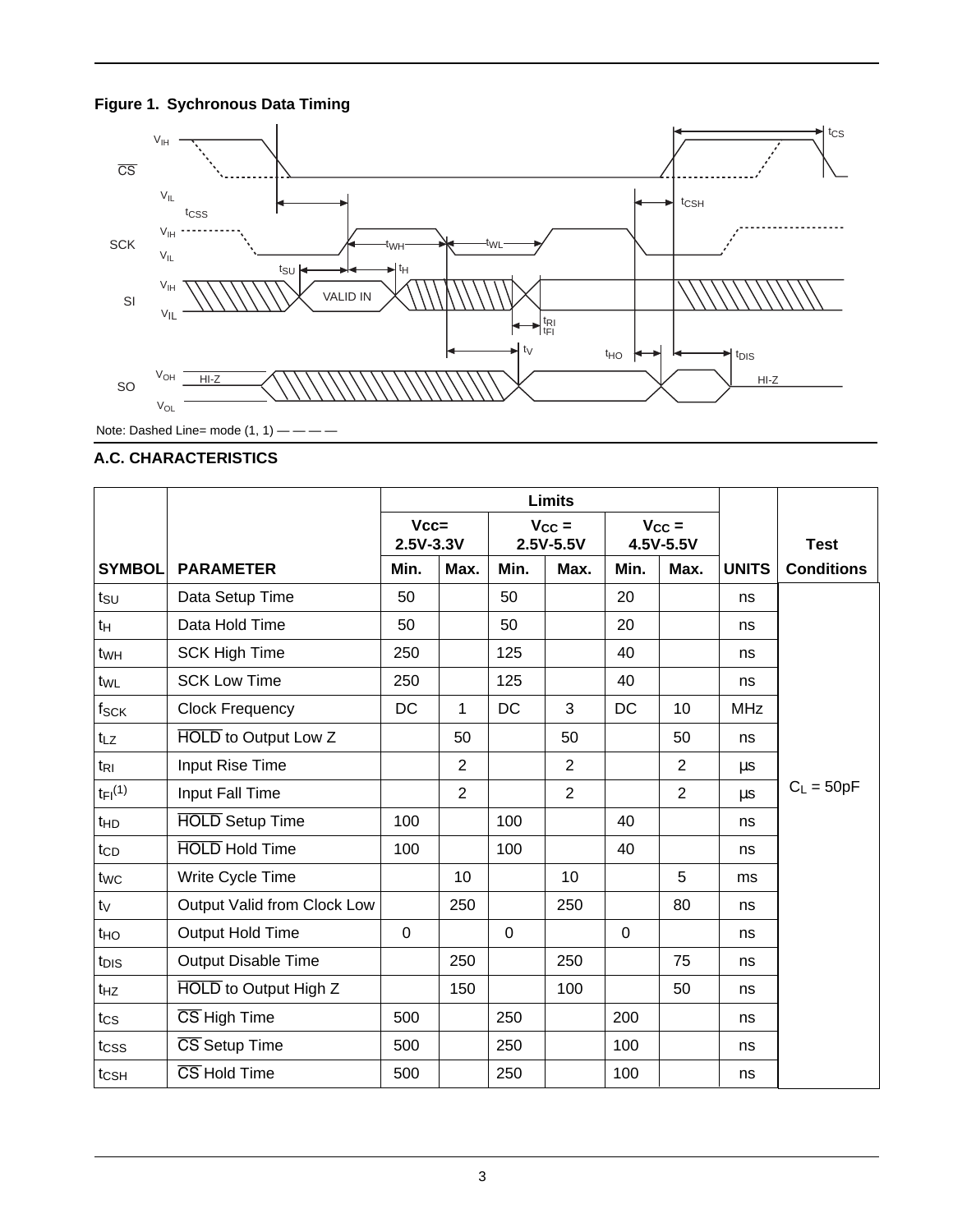**Figure 1. Sychronous Data Timing**

Note: Dashed Line= mode (1, 1) — — — —

## A.C. CHARACTERISTICS

| | | Limits | | | | | | | |
|---|---|---|---|---|---|---|---|---|---|
| | | Vcc= 2.5V-3.3V | | $V_{CC}$ = 2.5V-5.5V | | $V_{CC}$ = 4.5V-5.5V | | | Test |
| **SYMBOL** | **PARAMETER** | **Min.** | **Max.** | **Min.** | **Max.** | **Min.** | **Max.** | **UNITS** | **Conditions** |
| $t_{SU}$ | Data Setup Time | 50 | | 50 | | 20 | | ns | $C_L$ = 50pF |
| $t_H$ | Data Hold Time | 50 | | 50 | | 20 | | ns | |
| $t_{WH}$ | SCK High Time | 250 | | 125 | | 40 | | ns | |
| $t_{WL}$ | SCK Low Time | 250 | | 125 | | 40 | | ns | |
| $f_{SCK}$ | Clock Frequency | DC | 1 | DC | 3 | DC | 10 | MHz | |
| $t_{LZ}$ | $\overline{\text{HOLD}}$ to Output Low Z | | 50 | | 50 | | 50 | ns | |
| $t_{RI}$ | Input Rise Time | | 2 | | 2 | | 2 | µs | |
| $t_{FI}$(1) | Input Fall Time | | 2 | | 2 | | 2 | µs | |
| $t_{HD}$ | $\overline{\text{HOLD}}$ Setup Time | 100 | | 100 | | 40 | | ns | |
| $t_{CD}$ | $\overline{\text{HOLD}}$ Hold Time | 100 | | 100 | | 40 | | ns | |
| $t_{WC}$ | Write Cycle Time | | 10 | | 10 | | 5 | ms | |
| $t_V$ | Output Valid from Clock Low | | 250 | | 250 | | 80 | ns | |
| $t_{HO}$ | Output Hold Time | 0 | | 0 | | 0 | | ns | |
| $t_{DIS}$ | Output Disable Time | | 250 | | 250 | | 75 | ns | |
| $t_{HZ}$ | $\overline{\text{HOLD}}$ to Output High Z | | 150 | | 100 | | 50 | ns | |
| $t_{CS}$ | $\overline{\text{CS}}$ High Time | 500 | | 250 | | 200 | | ns | |
| $t_{CSS}$ | $\overline{\text{CS}}$ Setup Time | 500 | | 250 | | 100 | | ns | |
| $t_{CSH}$ | $\overline{\text{CS}}$ Hold Time | 500 | | 250 | | 100 | | ns | |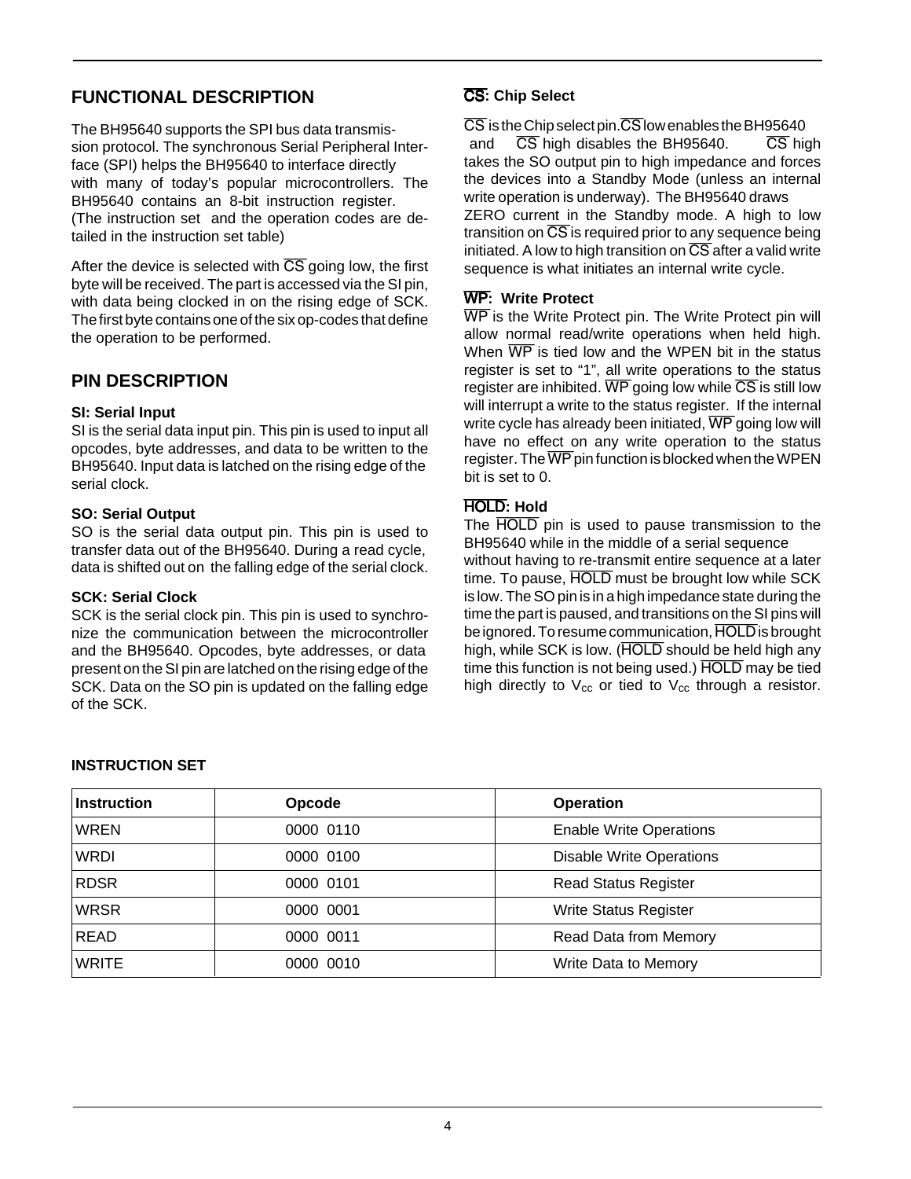## FUNCTIONAL DESCRIPTION

The BH95640 supports the SPI bus data transmission protocol. The synchronous Serial Peripheral Interface (SPI) helps the BH95640 to interface directly with many of today's popular microcontrollers. The BH95640 contains an 8-bit instruction register. (The instruction set and the operation codes are detailed in the instruction set table)

After the device is selected with $\overline{CS}$ going low, the first byte will be received. The part is accessed via the SI pin, with data being clocked in on the rising edge of SCK. The first byte contains one of the six op-codes that define the operation to be performed.

## PIN DESCRIPTION

**SI: Serial Input**

SI is the serial data input pin. This pin is used to input all opcodes, byte addresses, and data to be written to the BH95640. Input data is latched on the rising edge of the serial clock.

**SO: Serial Output**

SO is the serial data output pin. This pin is used to transfer data out of the BH95640. During a read cycle, data is shifted out on the falling edge of the serial clock.

**SCK: Serial Clock**

SCK is the serial clock pin. This pin is used to synchronize the communication between the microcontroller and the BH95640. Opcodes, byte addresses, or data present on the SI pin are latched on the rising edge of the SCK. Data on the SO pin is updated on the falling edge of the SCK.

**$\overline{CS}$: Chip Select**

$\overline{CS}$ is the Chip select pin. $\overline{CS}$ low enables the BH95640 and $\overline{CS}$ high disables the BH95640. $\overline{CS}$ high takes the SO output pin to high impedance and forces the devices into a Standby Mode (unless an internal write operation is underway). The BH95640 draws ZERO current in the Standby mode. A high to low transition on $\overline{CS}$ is required prior to any sequence being initiated. A low to high transition on $\overline{CS}$ after a valid write sequence is what initiates an internal write cycle.

**$\overline{WP}$: Write Protect**

$\overline{WP}$ is the Write Protect pin. The Write Protect pin will allow normal read/write operations when held high. When $\overline{WP}$ is tied low and the WPEN bit in the status register is set to "1", all write operations to the status register are inhibited. $\overline{WP}$ going low while $\overline{CS}$ is still low will interrupt a write to the status register. If the internal write cycle has already been initiated, $\overline{WP}$ going low will have no effect on any write operation to the status register. The $\overline{WP}$ pin function is blocked when the WPEN bit is set to 0.

**$\overline{HOLD}$: Hold**

The $\overline{HOLD}$ pin is used to pause transmission to the BH95640 while in the middle of a serial sequence without having to re-transmit entire sequence at a later time. To pause, $\overline{HOLD}$ must be brought low while SCK is low. The SO pin is in a high impedance state during the time the part is paused, and transitions on the SI pins will be ignored. To resume communication, $\overline{HOLD}$ is brought high, while SCK is low. ($\overline{HOLD}$ should be held high any time this function is not being used.) $\overline{HOLD}$ may be tied high directly to $V_{cc}$ or tied to $V_{cc}$ through a resistor.

**INSTRUCTION SET**

| Instruction | Opcode | Operation |
|---|---|---|
| WREN | 0000 0110 | Enable Write Operations |
| WRDI | 0000 0100 | Disable Write Operations |
| RDSR | 0000 0101 | Read Status Register |
| WRSR | 0000 0001 | Write Status Register |
| READ | 0000 0011 | Read Data from Memory |
| WRITE | 0000 0010 | Write Data to Memory |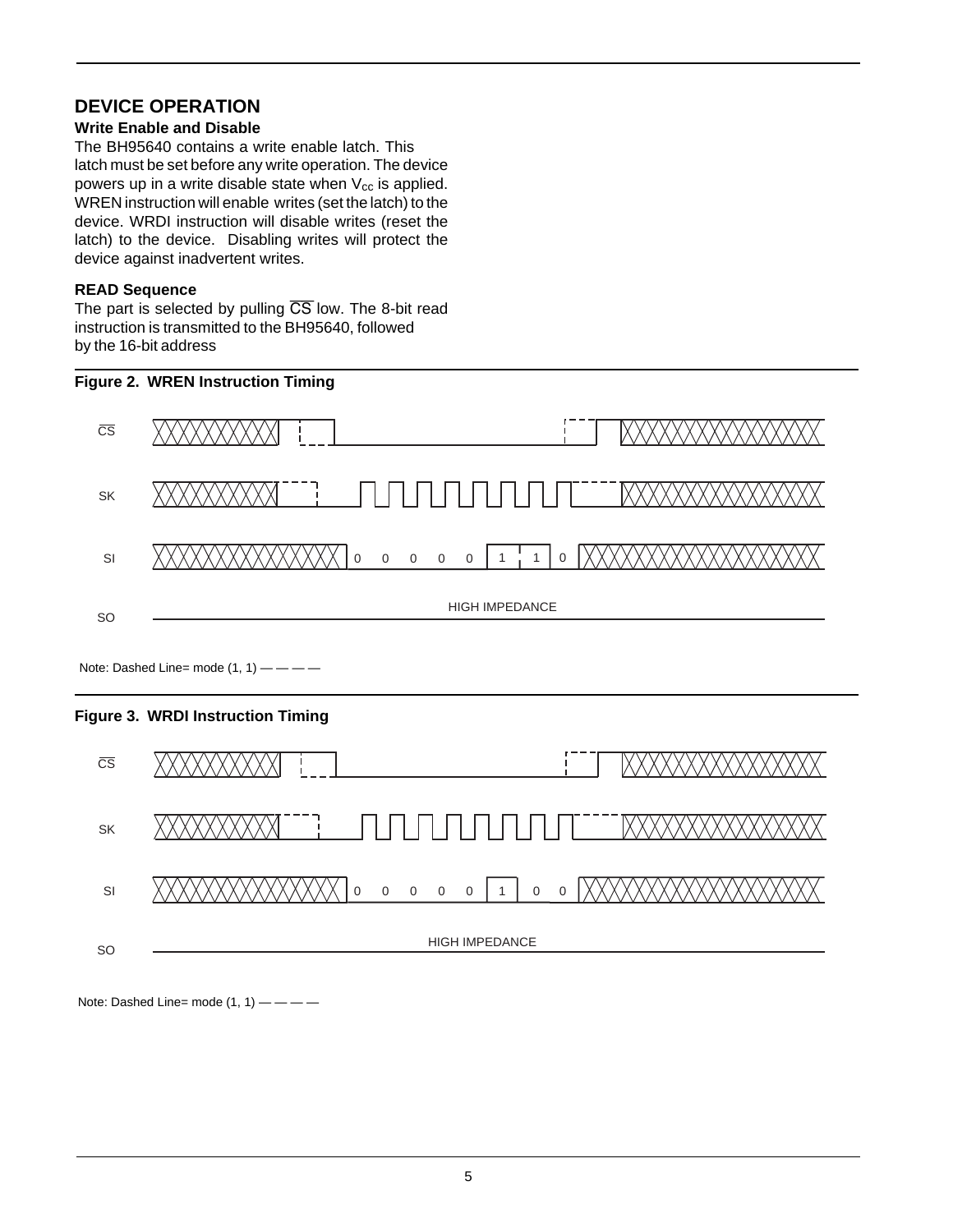## DEVICE OPERATION

### Write Enable and Disable

The BH95640 contains a write enable latch. This latch must be set before any write operation. The device powers up in a write disable state when $V_{cc}$ is applied. WREN instruction will enable writes (set the latch) to the device. WRDI instruction will disable writes (reset the latch) to the device. Disabling writes will protect the device against inadvertent writes.

### READ Sequence

The part is selected by pulling $\overline{CS}$ low. The 8-bit read instruction is transmitted to the BH95640, followed by the 16-bit address

**Figure 2. WREN Instruction Timing**

$\overline{CS}$

SK

SI 0 0 0 0 0 1 1 0

SO HIGH IMPEDANCE

Note: Dashed Line= mode (1, 1) — — — —

**Figure 3. WRDI Instruction Timing**

$\overline{CS}$

SK

SI 0 0 0 0 0 1 0 0

SO HIGH IMPEDANCE

Note: Dashed Line= mode (1, 1) — — — —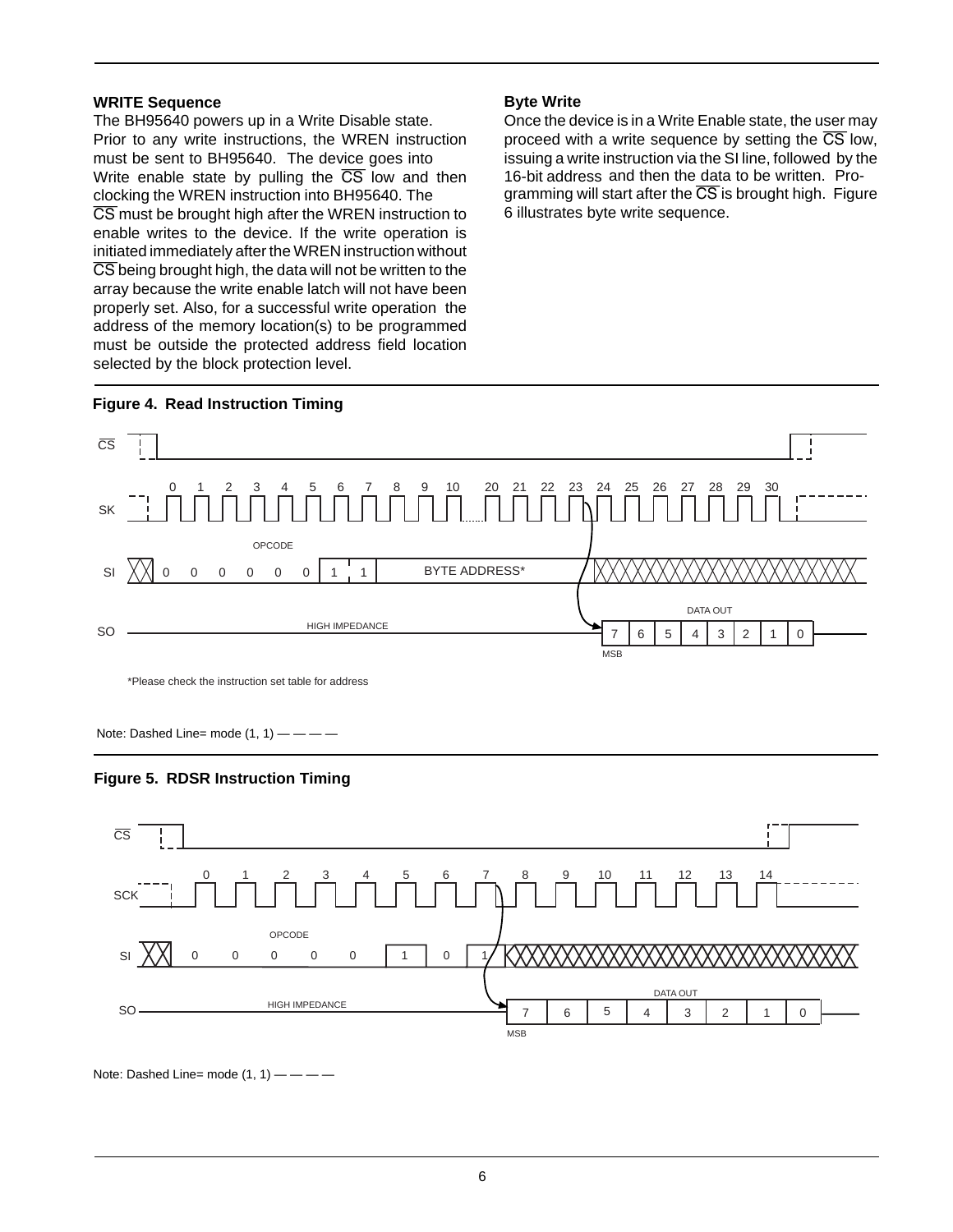**WRITE Sequence**

The BH95640 powers up in a Write Disable state. Prior to any write instructions, the WREN instruction must be sent to BH95640. The device goes into Write enable state by pulling the $\overline{CS}$ low and then clocking the WREN instruction into BH95640. The $\overline{CS}$ must be brought high after the WREN instruction to enable writes to the device. If the write operation is initiated immediately after the WREN instruction without $\overline{CS}$ being brought high, the data will not be written to the array because the write enable latch will not have been properly set. Also, for a successful write operation the address of the memory location(s) to be programmed must be outside the protected address field location selected by the block protection level.

**Byte Write**

Once the device is in a Write Enable state, the user may proceed with a write sequence by setting the $\overline{CS}$ low, issuing a write instruction via the SI line, followed by the 16-bit address and then the data to be written. Programming will start after the $\overline{CS}$ is brought high. Figure 6 illustrates byte write sequence.

**Figure 4. Read Instruction Timing**

CS

SK: 0 1 2 3 4 5 6 7 8 9 10 20 21 22 23 24 25 26 27 28 29 30

SI: OPCODE 0 0 0 0 0 0 1 1 | BYTE ADDRESS*

SO: HIGH IMPEDANCE | DATA OUT 7 6 5 4 3 2 1 0 (MSB)

*Please check the instruction set table for address

Note: Dashed Line= mode (1, 1) — — — —

**Figure 5. RDSR Instruction Timing**

CS

SCK: 0 1 2 3 4 5 6 7 8 9 10 11 12 13 14

SI: OPCODE 0 0 0 0 0 1 0 1

SO: HIGH IMPEDANCE | DATA OUT 7 6 5 4 3 2 1 0 (MSB)

Note: Dashed Line= mode (1, 1) — — — —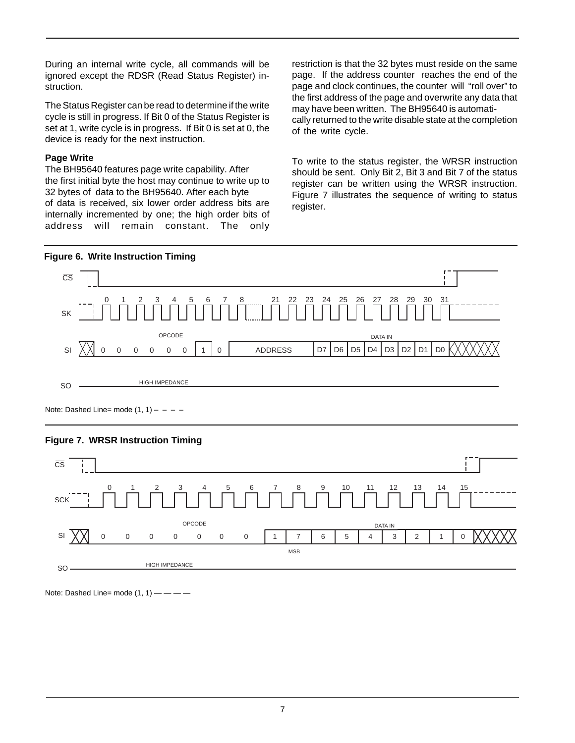During an internal write cycle, all commands will be ignored except the RDSR (Read Status Register) instruction.

The Status Register can be read to determine if the write cycle is still in progress. If Bit 0 of the Status Register is set at 1, write cycle is in progress. If Bit 0 is set at 0, the device is ready for the next instruction.

**Page Write**

The BH95640 features page write capability. After the first initial byte the host may continue to write up to 32 bytes of data to the BH95640. After each byte of data is received, six lower order address bits are internally incremented by one; the high order bits of address will remain constant. The only restriction is that the 32 bytes must reside on the same page. If the address counter reaches the end of the page and clock continues, the counter will "roll over" to the first address of the page and overwrite any data that may have been written. The BH95640 is automatically returned to the write disable state at the completion of the write cycle.

To write to the status register, the WRSR instruction should be sent. Only Bit 2, Bit 3 and Bit 7 of the status register can be written using the WRSR instruction. Figure 7 illustrates the sequence of writing to status register.

**Figure 6. Write Instruction Timing**

$\overline{CS}$

SK

0 1 2 3 4 5 6 7 8 21 22 23 24 25 26 27 28 29 30 31

OPCODE

DATA IN

SI 0 0 0 0 0 0 1 0 ADDRESS D7 D6 D5 D4 D3 D2 D1 D0

SO HIGH IMPEDANCE

Note: Dashed Line= mode (1, 1) – – – –

**Figure 7. WRSR Instruction Timing**

$\overline{CS}$

SCK

0 1 2 3 4 5 6 7 8 9 10 11 12 13 14 15

OPCODE

DATA IN

SI 0 0 0 0 0 0 0 1 7 6 5 4 3 2 1 0

MSB

SO HIGH IMPEDANCE

Note: Dashed Line= mode (1, 1) — — — —